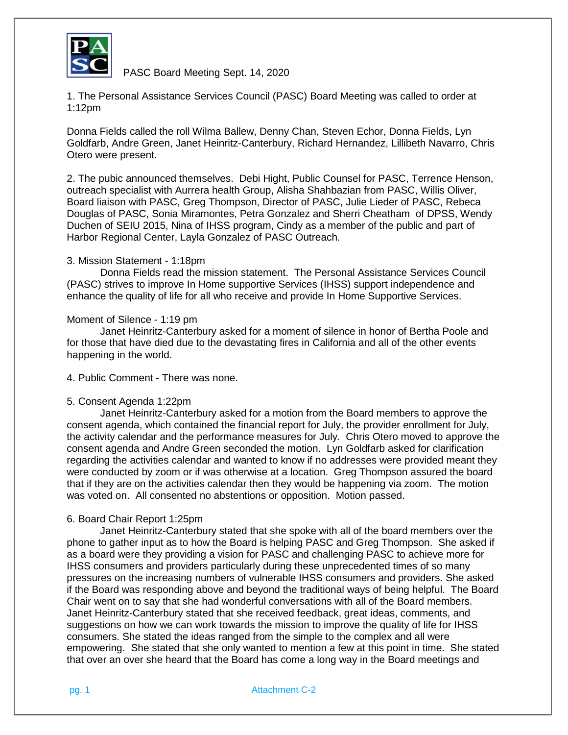PASC Board Meeting Sept. 14, 2020

1. The Personal Assistance Services Council (PASC) Board Meeting was called to order at 1:12pm

Donna Fields called the roll Wilma Ballew, Denny Chan, Steven Echor, Donna Fields, Lyn Goldfarb, Andre Green, Janet Heinritz-Canterbury, Richard Hernandez, Lillibeth Navarro, Chris Otero were present.

2. The pubic announced themselves. Debi Hight, Public Counsel for PASC, Terrence Henson, outreach specialist with Aurrera health Group, Alisha Shahbazian from PASC, Willis Oliver, Board liaison with PASC, Greg Thompson, Director of PASC, Julie Lieder of PASC, Rebeca Douglas of PASC, Sonia Miramontes, Petra Gonzalez and Sherri Cheatham of DPSS, Wendy Duchen of SEIU 2015, Nina of IHSS program, Cindy as a member of the public and part of Harbor Regional Center, Layla Gonzalez of PASC Outreach.

3. Mission Statement - 1:18pm

Donna Fields read the mission statement. The Personal Assistance Services Council (PASC) strives to improve In Home supportive Services (IHSS) support independence and enhance the quality of life for all who receive and provide In Home Supportive Services.

Moment of Silence - 1:19 pm

Janet Heinritz-Canterbury asked for a moment of silence in honor of Bertha Poole and for those that have died due to the devastating fires in California and all of the other events happening in the world.

4. Public Comment - There was none.

5. Consent Agenda 1:22pm

Janet Heinritz-Canterbury asked for a motion from the Board members to approve the consent agenda, which contained the financial report for July, the provider enrollment for July, the activity calendar and the performance measures for July. Chris Otero moved to approve the consent agenda and Andre Green seconded the motion. Lyn Goldfarb asked for clarification regarding the activities calendar and wanted to know if no addresses were provided meant they were conducted by zoom or if was otherwise at a location. Greg Thompson assured the board that if they are on the activities calendar then they would be happening via zoom. The motion was voted on. All consented no abstentions or opposition. Motion passed.

6. Board Chair Report 1:25pm

Janet Heinritz-Canterbury stated that she spoke with all of the board members over the phone to gather input as to how the Board is helping PASC and Greg Thompson. She asked if as a board were they providing a vision for PASC and challenging PASC to achieve more for IHSS consumers and providers particularly during these unprecedented times of so many pressures on the increasing numbers of vulnerable IHSS consumers and providers. She asked if the Board was responding above and beyond the traditional ways of being helpful. The Board Chair went on to say that she had wonderful conversations with all of the Board members. Janet Heinritz-Canterbury stated that she received feedback, great ideas, comments, and suggestions on how we can work towards the mission to improve the quality of life for IHSS consumers. She stated the ideas ranged from the simple to the complex and all were empowering. She stated that she only wanted to mention a few at this point in time. She stated that over an over she heard that the Board has come a long way in the Board meetings and

Attachment C-2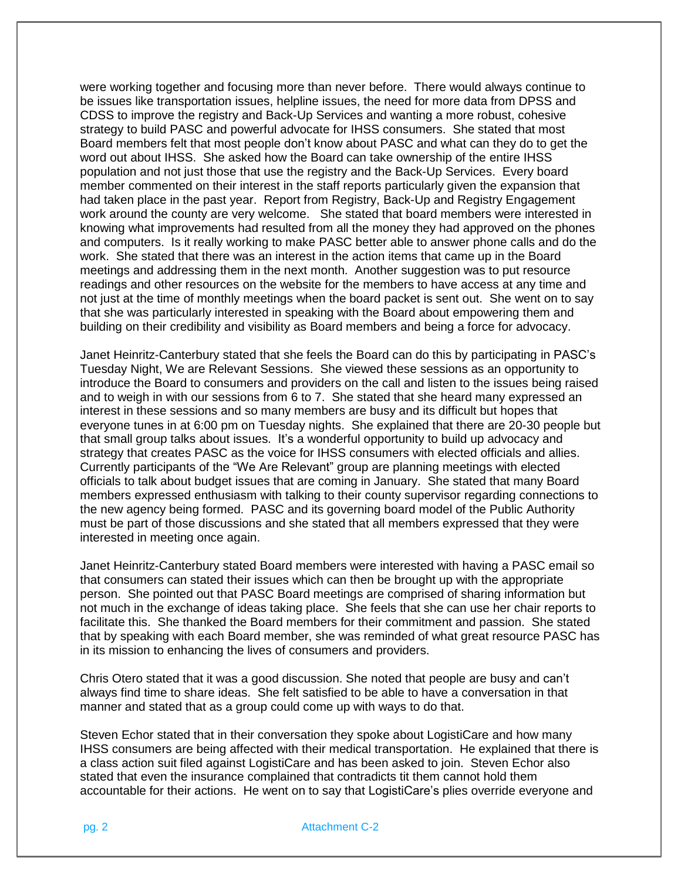were working together and focusing more than never before. There would always continue to be issues like transportation issues, helpline issues, the need for more data from DPSS and CDSS to improve the registry and Back-Up Services and wanting a more robust, cohesive strategy to build PASC and powerful advocate for IHSS consumers. She stated that most Board members felt that most people don't know about PASC and what can they do to get the word out about IHSS. She asked how the Board can take ownership of the entire IHSS population and not just those that use the registry and the Back-Up Services. Every board member commented on their interest in the staff reports particularly given the expansion that had taken place in the past year. Report from Registry, Back-Up and Registry Engagement work around the county are very welcome. She stated that board members were interested in knowing what improvements had resulted from all the money they had approved on the phones and computers. Is it really working to make PASC better able to answer phone calls and do the work. She stated that there was an interest in the action items that came up in the Board meetings and addressing them in the next month. Another suggestion was to put resource readings and other resources on the website for the members to have access at any time and not just at the time of monthly meetings when the board packet is sent out. She went on to say that she was particularly interested in speaking with the Board about empowering them and building on their credibility and visibility as Board members and being a force for advocacy.

Janet Heinritz-Canterbury stated that she feels the Board can do this by participating in PASC's Tuesday Night, We are Relevant Sessions. She viewed these sessions as an opportunity to introduce the Board to consumers and providers on the call and listen to the issues being raised and to weigh in with our sessions from 6 to 7. She stated that she heard many expressed an interest in these sessions and so many members are busy and its difficult but hopes that everyone tunes in at 6:00 pm on Tuesday nights. She explained that there are 20-30 people but that small group talks about issues. It's a wonderful opportunity to build up advocacy and strategy that creates PASC as the voice for IHSS consumers with elected officials and allies. Currently participants of the "We Are Relevant" group are planning meetings with elected officials to talk about budget issues that are coming in January. She stated that many Board members expressed enthusiasm with talking to their county supervisor regarding connections to the new agency being formed. PASC and its governing board model of the Public Authority must be part of those discussions and she stated that all members expressed that they were interested in meeting once again.

Janet Heinritz-Canterbury stated Board members were interested with having a PASC email so that consumers can stated their issues which can then be brought up with the appropriate person. She pointed out that PASC Board meetings are comprised of sharing information but not much in the exchange of ideas taking place. She feels that she can use her chair reports to facilitate this. She thanked the Board members for their commitment and passion. She stated that by speaking with each Board member, she was reminded of what great resource PASC has in its mission to enhancing the lives of consumers and providers.

Chris Otero stated that it was a good discussion. She noted that people are busy and can't always find time to share ideas. She felt satisfied to be able to have a conversation in that manner and stated that as a group could come up with ways to do that.

Steven Echor stated that in their conversation they spoke about LogistiCare and how many IHSS consumers are being affected with their medical transportation. He explained that there is a class action suit filed against LogistiCare and has been asked to join. Steven Echor also stated that even the insurance complained that contradicts tit them cannot hold them accountable for their actions. He went on to say that LogistiCare's plies override everyone and

Attachment C-2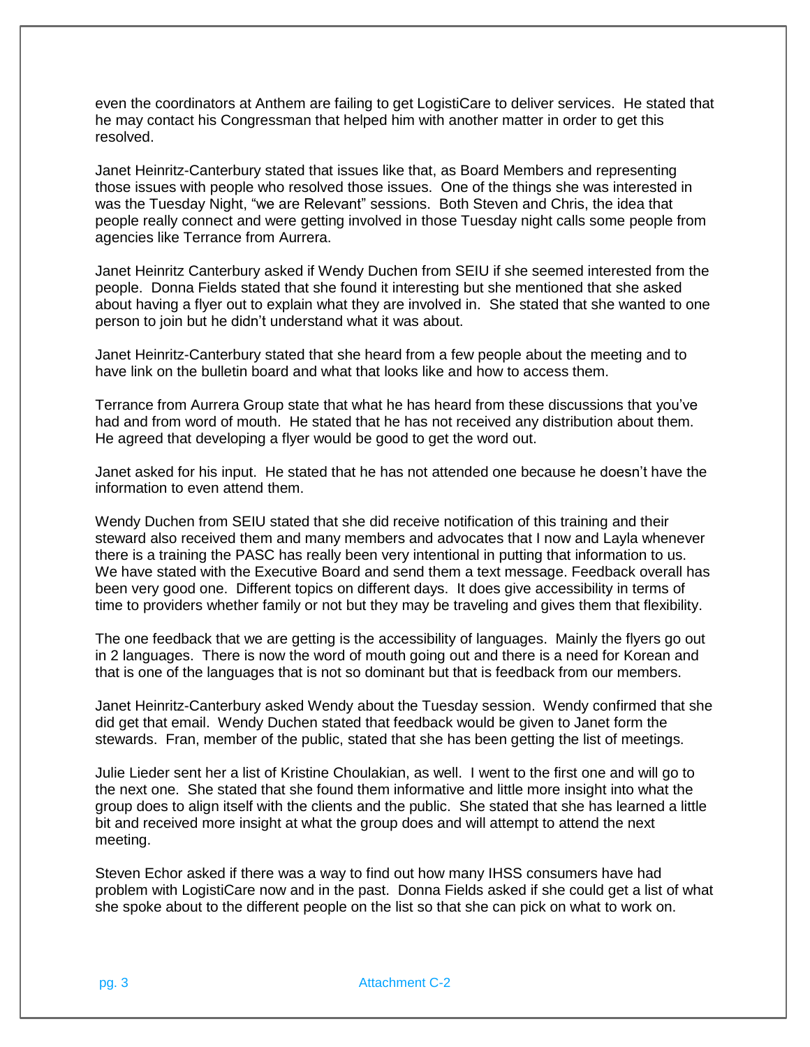even the coordinators at Anthem are failing to get LogistiCare to deliver services. He stated that he may contact his Congressman that helped him with another matter in order to get this resolved.

Janet Heinritz-Canterbury stated that issues like that, as Board Members and representing those issues with people who resolved those issues. One of the things she was interested in was the Tuesday Night, "we are Relevant" sessions. Both Steven and Chris, the idea that people really connect and were getting involved in those Tuesday night calls some people from agencies like Terrance from Aurrera.

Janet Heinritz Canterbury asked if Wendy Duchen from SEIU if she seemed interested from the people. Donna Fields stated that she found it interesting but she mentioned that she asked about having a flyer out to explain what they are involved in. She stated that she wanted to one person to join but he didn't understand what it was about.

Janet Heinritz-Canterbury stated that she heard from a few people about the meeting and to have link on the bulletin board and what that looks like and how to access them.

Terrance from Aurrera Group state that what he has heard from these discussions that you've had and from word of mouth. He stated that he has not received any distribution about them. He agreed that developing a flyer would be good to get the word out.

Janet asked for his input. He stated that he has not attended one because he doesn't have the information to even attend them.

Wendy Duchen from SEIU stated that she did receive notification of this training and their steward also received them and many members and advocates that I now and Layla whenever there is a training the PASC has really been very intentional in putting that information to us. We have stated with the Executive Board and send them a text message. Feedback overall has been very good one. Different topics on different days. It does give accessibility in terms of time to providers whether family or not but they may be traveling and gives them that flexibility.

The one feedback that we are getting is the accessibility of languages. Mainly the flyers go out in 2 languages. There is now the word of mouth going out and there is a need for Korean and that is one of the languages that is not so dominant but that is feedback from our members.

Janet Heinritz-Canterbury asked Wendy about the Tuesday session. Wendy confirmed that she did get that email. Wendy Duchen stated that feedback would be given to Janet form the stewards. Fran, member of the public, stated that she has been getting the list of meetings.

Julie Lieder sent her a list of Kristine Choulakian, as well. I went to the first one and will go to the next one. She stated that she found them informative and little more insight into what the group does to align itself with the clients and the public. She stated that she has learned a little bit and received more insight at what the group does and will attempt to attend the next meeting.

Steven Echor asked if there was a way to find out how many IHSS consumers have had problem with LogistiCare now and in the past. Donna Fields asked if she could get a list of what she spoke about to the different people on the list so that she can pick on what to work on.

Attachment C-2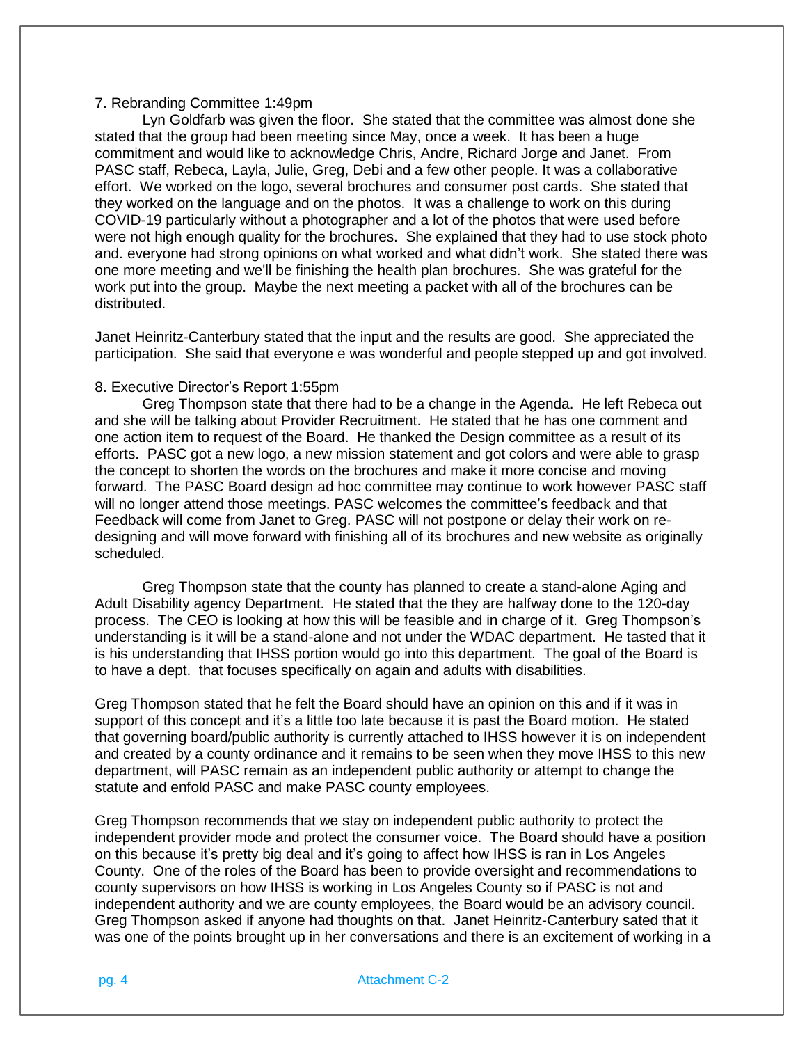7. Rebranding Committee 1:49pm

Lyn Goldfarb was given the floor. She stated that the committee was almost done she stated that the group had been meeting since May, once a week. It has been a huge commitment and would like to acknowledge Chris, Andre, Richard Jorge and Janet. From PASC staff, Rebeca, Layla, Julie, Greg, Debi and a few other people. It was a collaborative effort. We worked on the logo, several brochures and consumer post cards. She stated that they worked on the language and on the photos. It was a challenge to work on this during COVID-19 particularly without a photographer and a lot of the photos that were used before were not high enough quality for the brochures. She explained that they had to use stock photo and. everyone had strong opinions on what worked and what didn't work. She stated there was one more meeting and we'll be finishing the health plan brochures. She was grateful for the work put into the group. Maybe the next meeting a packet with all of the brochures can be distributed.

Janet Heinritz-Canterbury stated that the input and the results are good. She appreciated the participation. She said that everyone e was wonderful and people stepped up and got involved.

8. Executive Director's Report 1:55pm

Greg Thompson state that there had to be a change in the Agenda. He left Rebeca out and she will be talking about Provider Recruitment. He stated that he has one comment and one action item to request of the Board. He thanked the Design committee as a result of its efforts. PASC got a new logo, a new mission statement and got colors and were able to grasp the concept to shorten the words on the brochures and make it more concise and moving forward. The PASC Board design ad hoc committee may continue to work however PASC staff will no longer attend those meetings. PASC welcomes the committee's feedback and that Feedback will come from Janet to Greg. PASC will not postpone or delay their work on re-designing and will move forward with finishing all of its brochures and new website as originally scheduled.

Greg Thompson state that the county has planned to create a stand-alone Aging and Adult Disability agency Department. He stated that the they are halfway done to the 120-day process. The CEO is looking at how this will be feasible and in charge of it. Greg Thompson's understanding is it will be a stand-alone and not under the WDAC department. He tasted that it is his understanding that IHSS portion would go into this department. The goal of the Board is to have a dept. that focuses specifically on again and adults with disabilities.

Greg Thompson stated that he felt the Board should have an opinion on this and if it was in support of this concept and it's a little too late because it is past the Board motion. He stated that governing board/public authority is currently attached to IHSS however it is on independent and created by a county ordinance and it remains to be seen when they move IHSS to this new department, will PASC remain as an independent public authority or attempt to change the statute and enfold PASC and make PASC county employees.

Greg Thompson recommends that we stay on independent public authority to protect the independent provider mode and protect the consumer voice. The Board should have a position on this because it's pretty big deal and it's going to affect how IHSS is ran in Los Angeles County. One of the roles of the Board has been to provide oversight and recommendations to county supervisors on how IHSS is working in Los Angeles County so if PASC is not and independent authority and we are county employees, the Board would be an advisory council. Greg Thompson asked if anyone had thoughts on that. Janet Heinritz-Canterbury sated that it was one of the points brought up in her conversations and there is an excitement of working in a

Attachment C-2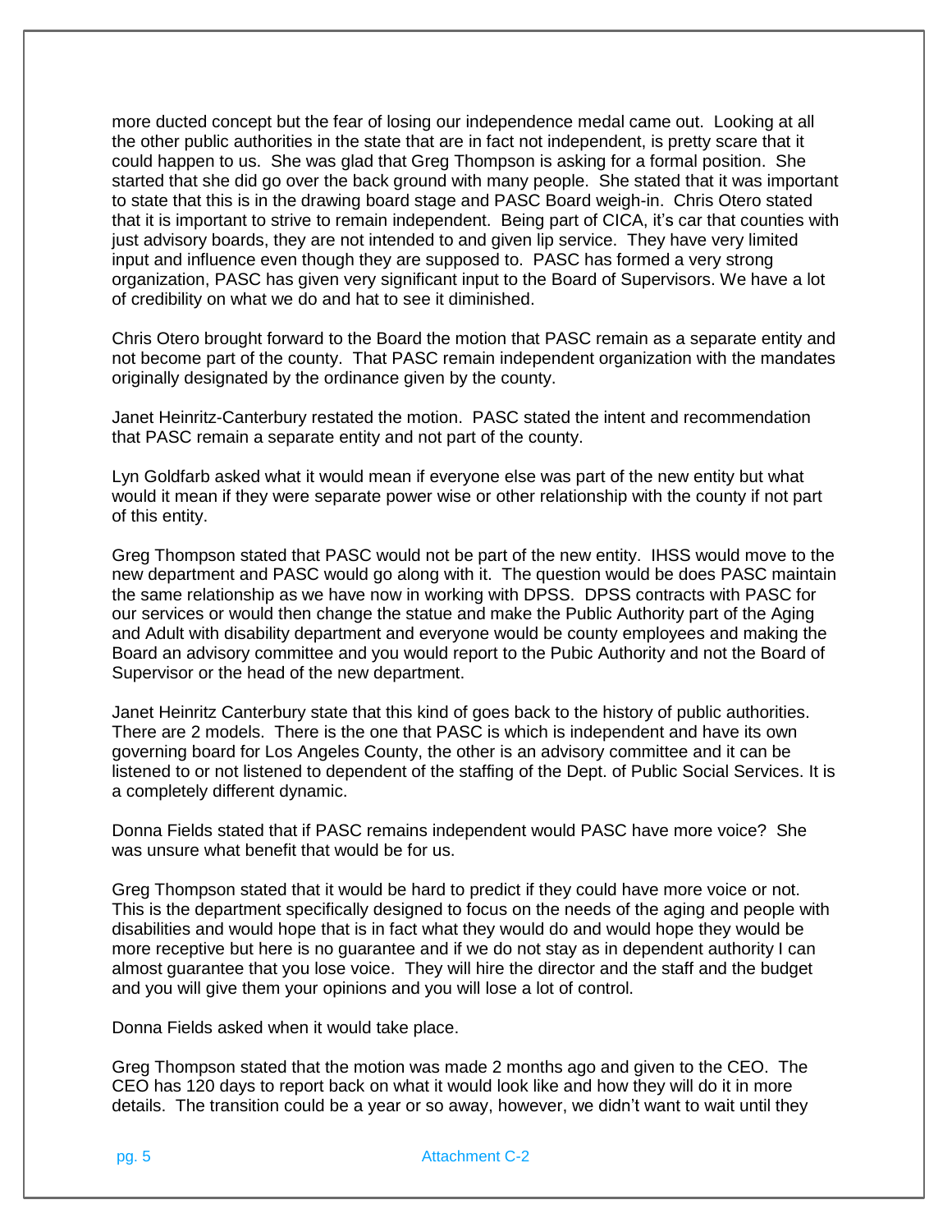more ducted concept but the fear of losing our independence medal came out. Looking at all the other public authorities in the state that are in fact not independent, is pretty scare that it could happen to us. She was glad that Greg Thompson is asking for a formal position. She started that she did go over the back ground with many people. She stated that it was important to state that this is in the drawing board stage and PASC Board weigh-in. Chris Otero stated that it is important to strive to remain independent. Being part of CICA, it's car that counties with just advisory boards, they are not intended to and given lip service. They have very limited input and influence even though they are supposed to. PASC has formed a very strong organization, PASC has given very significant input to the Board of Supervisors. We have a lot of credibility on what we do and hat to see it diminished.

Chris Otero brought forward to the Board the motion that PASC remain as a separate entity and not become part of the county. That PASC remain independent organization with the mandates originally designated by the ordinance given by the county.

Janet Heinritz-Canterbury restated the motion. PASC stated the intent and recommendation that PASC remain a separate entity and not part of the county.

Lyn Goldfarb asked what it would mean if everyone else was part of the new entity but what would it mean if they were separate power wise or other relationship with the county if not part of this entity.

Greg Thompson stated that PASC would not be part of the new entity. IHSS would move to the new department and PASC would go along with it. The question would be does PASC maintain the same relationship as we have now in working with DPSS. DPSS contracts with PASC for our services or would then change the statue and make the Public Authority part of the Aging and Adult with disability department and everyone would be county employees and making the Board an advisory committee and you would report to the Pubic Authority and not the Board of Supervisor or the head of the new department.

Janet Heinritz Canterbury state that this kind of goes back to the history of public authorities. There are 2 models. There is the one that PASC is which is independent and have its own governing board for Los Angeles County, the other is an advisory committee and it can be listened to or not listened to dependent of the staffing of the Dept. of Public Social Services. It is a completely different dynamic.

Donna Fields stated that if PASC remains independent would PASC have more voice? She was unsure what benefit that would be for us.

Greg Thompson stated that it would be hard to predict if they could have more voice or not. This is the department specifically designed to focus on the needs of the aging and people with disabilities and would hope that is in fact what they would do and would hope they would be more receptive but here is no guarantee and if we do not stay as in dependent authority I can almost guarantee that you lose voice. They will hire the director and the staff and the budget and you will give them your opinions and you will lose a lot of control.

Donna Fields asked when it would take place.

Greg Thompson stated that the motion was made 2 months ago and given to the CEO. The CEO has 120 days to report back on what it would look like and how they will do it in more details. The transition could be a year or so away, however, we didn't want to wait until they

Attachment C-2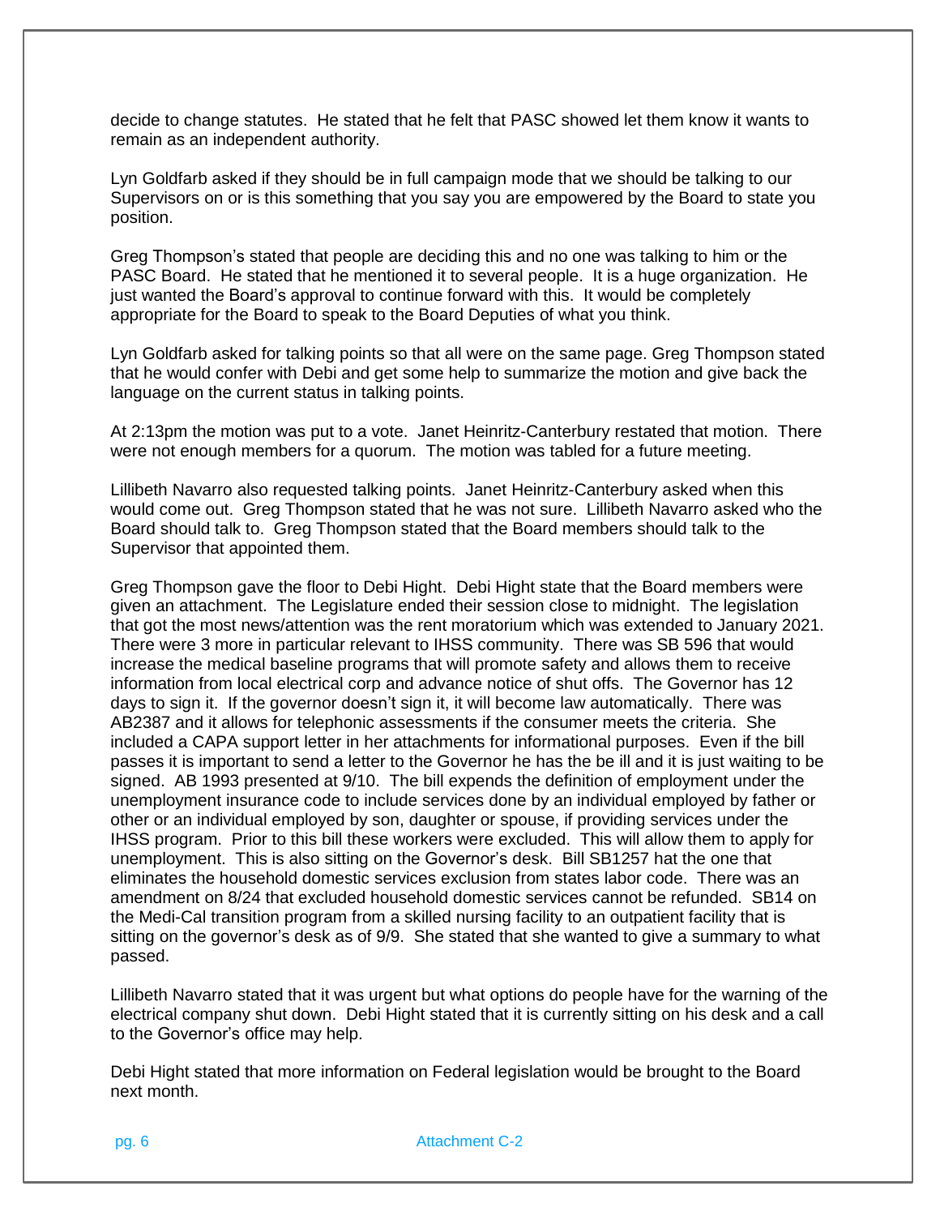decide to change statutes. He stated that he felt that PASC showed let them know it wants to remain as an independent authority.

Lyn Goldfarb asked if they should be in full campaign mode that we should be talking to our Supervisors on or is this something that you say you are empowered by the Board to state you position.

Greg Thompson's stated that people are deciding this and no one was talking to him or the PASC Board. He stated that he mentioned it to several people. It is a huge organization. He just wanted the Board's approval to continue forward with this. It would be completely appropriate for the Board to speak to the Board Deputies of what you think.

Lyn Goldfarb asked for talking points so that all were on the same page. Greg Thompson stated that he would confer with Debi and get some help to summarize the motion and give back the language on the current status in talking points.

At 2:13pm the motion was put to a vote. Janet Heinritz-Canterbury restated that motion. There were not enough members for a quorum. The motion was tabled for a future meeting.

Lillibeth Navarro also requested talking points. Janet Heinritz-Canterbury asked when this would come out. Greg Thompson stated that he was not sure. Lillibeth Navarro asked who the Board should talk to. Greg Thompson stated that the Board members should talk to the Supervisor that appointed them.

Greg Thompson gave the floor to Debi Hight. Debi Hight state that the Board members were given an attachment. The Legislature ended their session close to midnight. The legislation that got the most news/attention was the rent moratorium which was extended to January 2021. There were 3 more in particular relevant to IHSS community. There was SB 596 that would increase the medical baseline programs that will promote safety and allows them to receive information from local electrical corp and advance notice of shut offs. The Governor has 12 days to sign it. If the governor doesn't sign it, it will become law automatically. There was AB2387 and it allows for telephonic assessments if the consumer meets the criteria. She included a CAPA support letter in her attachments for informational purposes. Even if the bill passes it is important to send a letter to the Governor he has the be ill and it is just waiting to be signed. AB 1993 presented at 9/10. The bill expends the definition of employment under the unemployment insurance code to include services done by an individual employed by father or other or an individual employed by son, daughter or spouse, if providing services under the IHSS program. Prior to this bill these workers were excluded. This will allow them to apply for unemployment. This is also sitting on the Governor's desk. Bill SB1257 hat the one that eliminates the household domestic services exclusion from states labor code. There was an amendment on 8/24 that excluded household domestic services cannot be refunded. SB14 on the Medi-Cal transition program from a skilled nursing facility to an outpatient facility that is sitting on the governor's desk as of 9/9. She stated that she wanted to give a summary to what passed.

Lillibeth Navarro stated that it was urgent but what options do people have for the warning of the electrical company shut down. Debi Hight stated that it is currently sitting on his desk and a call to the Governor's office may help.

Debi Hight stated that more information on Federal legislation would be brought to the Board next month.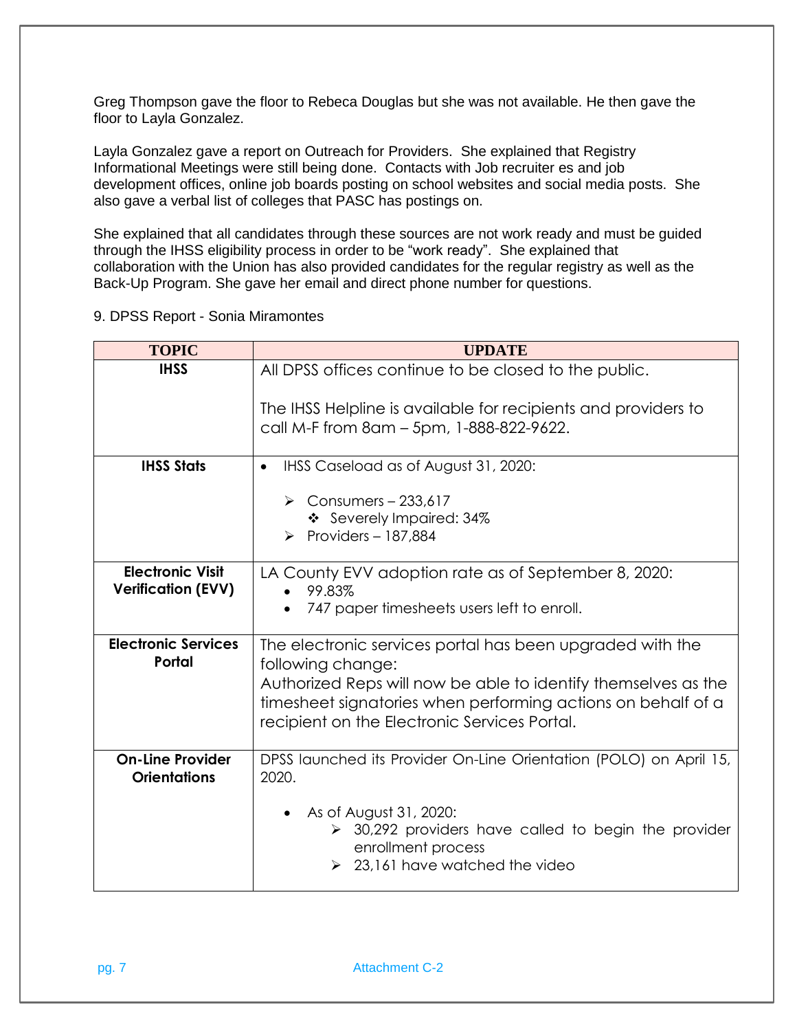Greg Thompson gave the floor to Rebeca Douglas but she was not available. He then gave the floor to Layla Gonzalez.

Layla Gonzalez gave a report on Outreach for Providers. She explained that Registry Informational Meetings were still being done. Contacts with Job recruiter es and job development offices, online job boards posting on school websites and social media posts. She also gave a verbal list of colleges that PASC has postings on.

She explained that all candidates through these sources are not work ready and must be guided through the IHSS eligibility process in order to be "work ready". She explained that collaboration with the Union has also provided candidates for the regular registry as well as the Back-Up Program. She gave her email and direct phone number for questions.

9. DPSS Report - Sonia Miramontes

| TOPIC | UPDATE |
|---|---|
| **IHSS** | All DPSS offices continue to be closed to the public.<br><br>The IHSS Helpline is available for recipients and providers to call M-F from 8am – 5pm, 1-888-822-9622. |
| **IHSS Stats** | • IHSS Caseload as of August 31, 2020:<br>➢ Consumers – 233,617<br>❖ Severely Impaired: 34%<br>➢ Providers – 187,884 |
| **Electronic Visit Verification (EVV)** | LA County EVV adoption rate as of September 8, 2020:<br>• 99.83%<br>• 747 paper timesheets users left to enroll. |
| **Electronic Services Portal** | The electronic services portal has been upgraded with the following change:<br>Authorized Reps will now be able to identify themselves as the timesheet signatories when performing actions on behalf of a recipient on the Electronic Services Portal. |
| **On-Line Provider Orientations** | DPSS launched its Provider On-Line Orientation (POLO) on April 15, 2020.<br><br>• As of August 31, 2020:<br>➢ 30,292 providers have called to begin the provider enrollment process<br>➢ 23,161 have watched the video |

Attachment C-2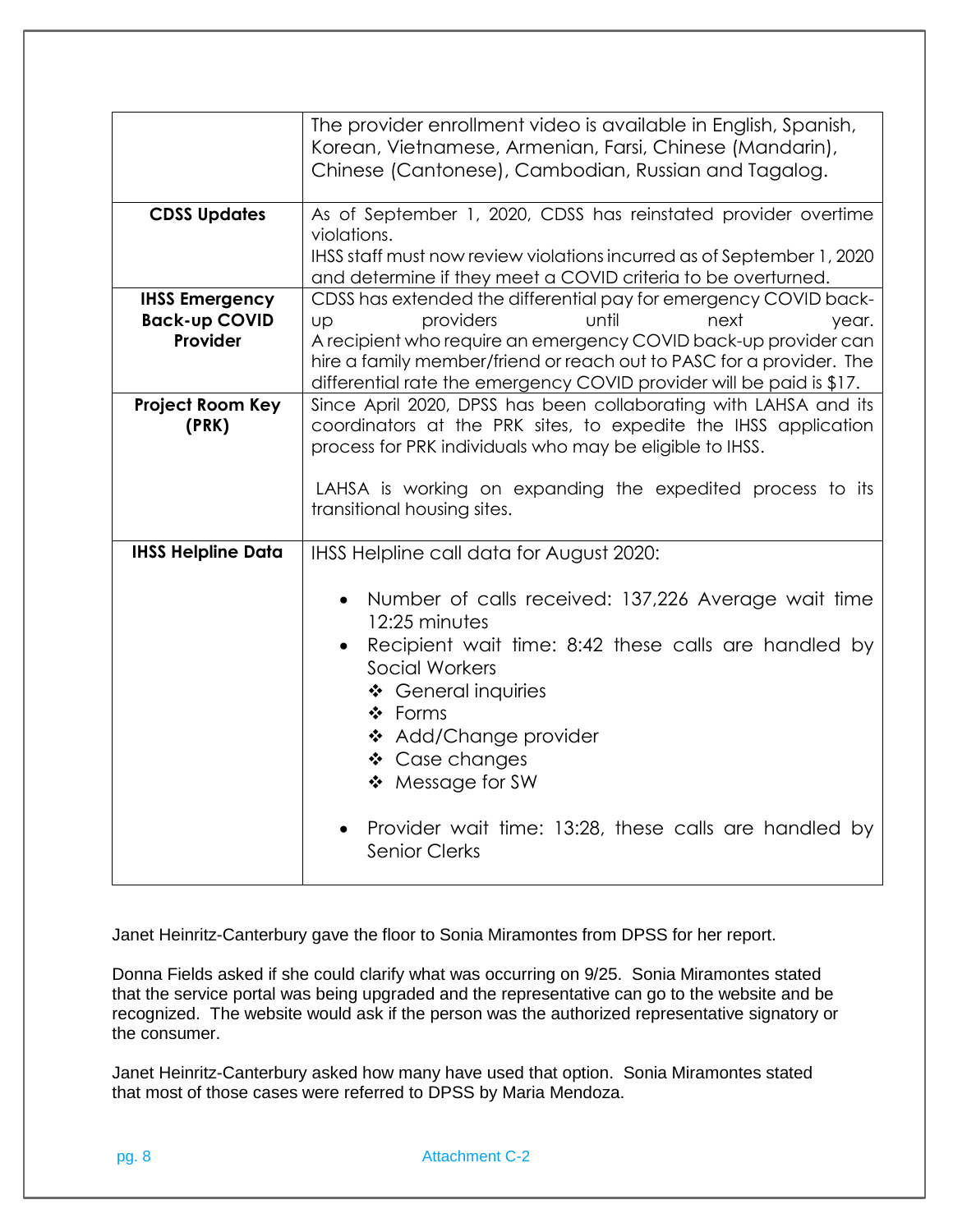| | |
|---|---|
| | The provider enrollment video is available in English, Spanish, Korean, Vietnamese, Armenian, Farsi, Chinese (Mandarin), Chinese (Cantonese), Cambodian, Russian and Tagalog. |
| **CDSS Updates** | As of September 1, 2020, CDSS has reinstated provider overtime violations.<br>IHSS staff must now review violations incurred as of September 1, 2020 and determine if they meet a COVID criteria to be overturned. |
| **IHSS Emergency Back-up COVID Provider** | CDSS has extended the differential pay for emergency COVID back-up providers until next year.<br>A recipient who require an emergency COVID back-up provider can hire a family member/friend or reach out to PASC for a provider. The differential rate the emergency COVID provider will be paid is $17. |
| **Project Room Key (PRK)** | Since April 2020, DPSS has been collaborating with LAHSA and its coordinators at the PRK sites, to expedite the IHSS application process for PRK individuals who may be eligible to IHSS.<br><br>LAHSA is working on expanding the expedited process to its transitional housing sites. |
| **IHSS Helpline Data** | IHSS Helpline call data for August 2020:<br><br>• Number of calls received: 137,226 Average wait time 12:25 minutes<br>• Recipient wait time: 8:42 these calls are handled by Social Workers<br>&nbsp;&nbsp;&nbsp;❖ General inquiries<br>&nbsp;&nbsp;&nbsp;❖ Forms<br>&nbsp;&nbsp;&nbsp;❖ Add/Change provider<br>&nbsp;&nbsp;&nbsp;❖ Case changes<br>&nbsp;&nbsp;&nbsp;❖ Message for SW<br><br>• Provider wait time: 13:28, these calls are handled by Senior Clerks |

Janet Heinritz-Canterbury gave the floor to Sonia Miramontes from DPSS for her report.

Donna Fields asked if she could clarify what was occurring on 9/25. Sonia Miramontes stated that the service portal was being upgraded and the representative can go to the website and be recognized. The website would ask if the person was the authorized representative signatory or the consumer.

Janet Heinritz-Canterbury asked how many have used that option. Sonia Miramontes stated that most of those cases were referred to DPSS by Maria Mendoza.

Attachment C-2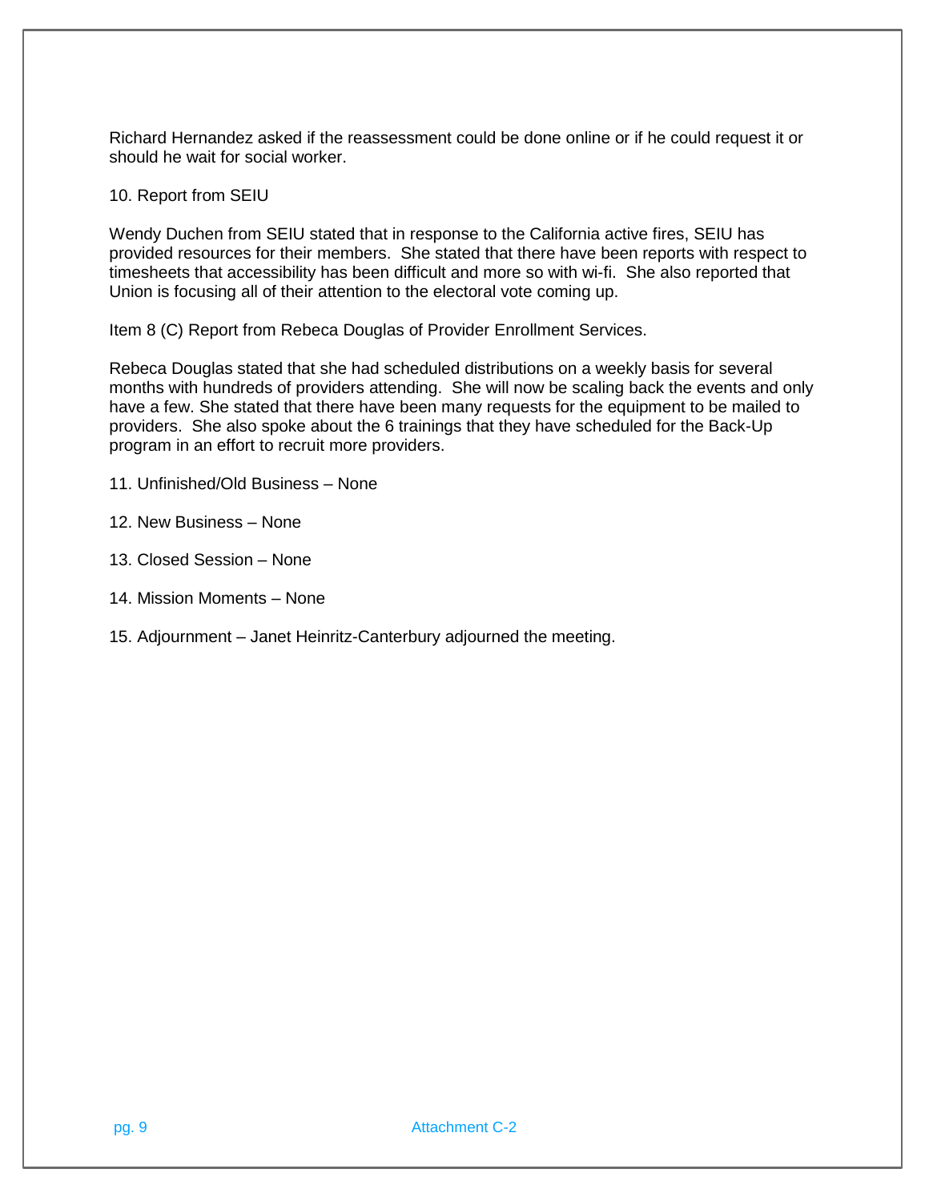Richard Hernandez asked if the reassessment could be done online or if he could request it or should he wait for social worker.

10. Report from SEIU

Wendy Duchen from SEIU stated that in response to the California active fires, SEIU has provided resources for their members. She stated that there have been reports with respect to timesheets that accessibility has been difficult and more so with wi-fi. She also reported that Union is focusing all of their attention to the electoral vote coming up.

Item 8 (C) Report from Rebeca Douglas of Provider Enrollment Services.

Rebeca Douglas stated that she had scheduled distributions on a weekly basis for several months with hundreds of providers attending. She will now be scaling back the events and only have a few. She stated that there have been many requests for the equipment to be mailed to providers. She also spoke about the 6 trainings that they have scheduled for the Back-Up program in an effort to recruit more providers.

11. Unfinished/Old Business – None

12. New Business – None

13. Closed Session – None

14. Mission Moments – None

15. Adjournment – Janet Heinritz-Canterbury adjourned the meeting.